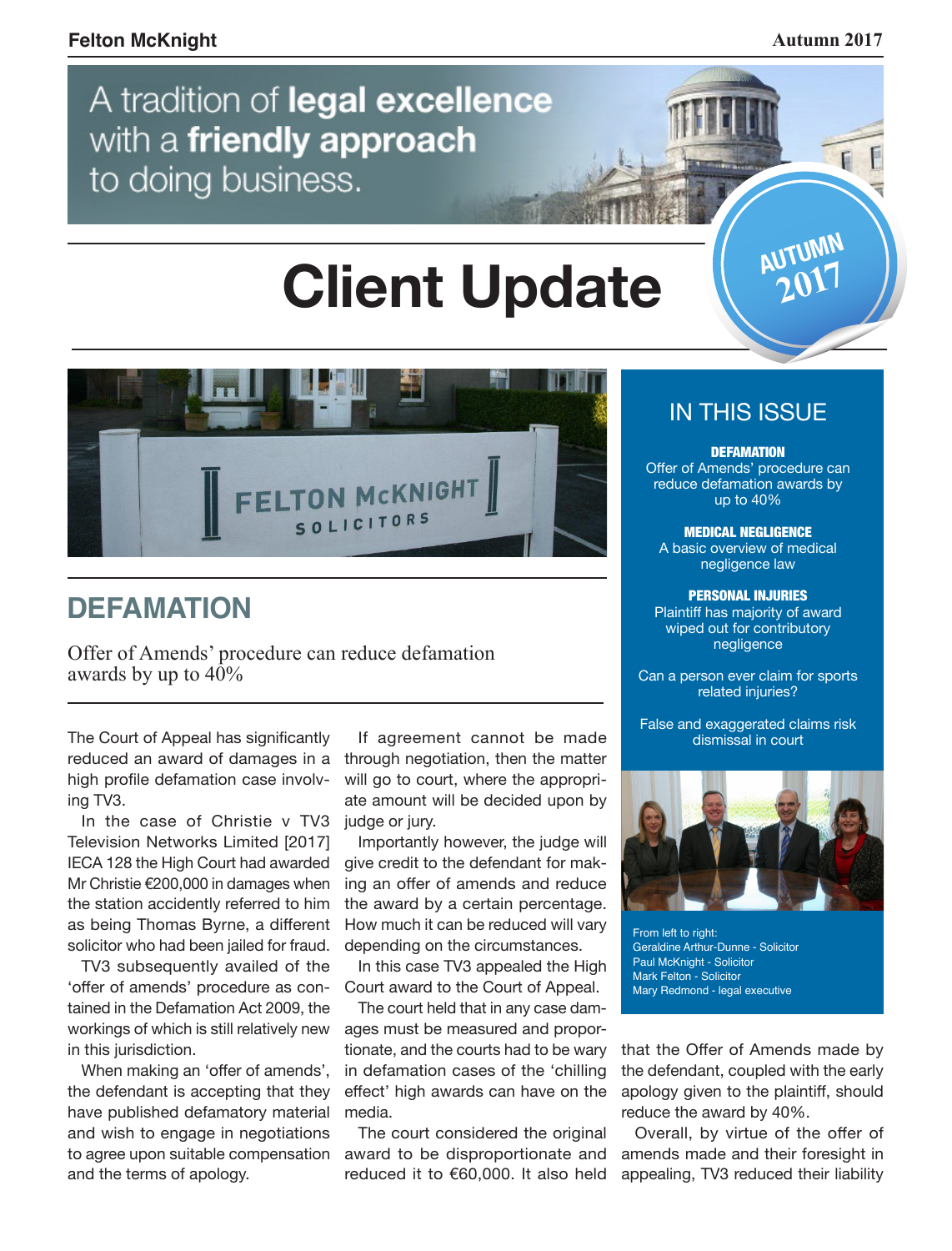A tradition of **legal excellence** with a **friendly approach** to doing business.

# Client Update

AUTUMN 2017

## IN THIS ISSUE

**DEFAMATION**
Offer of Amends' procedure can reduce defamation awards by up to 40%

**MEDICAL NEGLIGENCE**
A basic overview of medical negligence law

**PERSONAL INJURIES**
Plaintiff has majority of award wiped out for contributory negligence

Can a person ever claim for sports related injuries?

False and exaggerated claims risk dismissal in court

From left to right:
Geraldine Arthur-Dunne - Solicitor
Paul McKnight - Solicitor
Mark Felton - Solicitor
Mary Redmond - legal executive

## DEFAMATION

Offer of Amends' procedure can reduce defamation awards by up to 40%

The Court of Appeal has significantly reduced an award of damages in a high profile defamation case involving TV3.

In the case of Christie v TV3 Television Networks Limited [2017] IECA 128 the High Court had awarded Mr Christie €200,000 in damages when the station accidently referred to him as being Thomas Byrne, a different solicitor who had been jailed for fraud.

TV3 subsequently availed of the 'offer of amends' procedure as contained in the Defamation Act 2009, the workings of which is still relatively new in this jurisdiction.

When making an 'offer of amends', the defendant is accepting that they have published defamatory material and wish to engage in negotiations to agree upon suitable compensation and the terms of apology.

If agreement cannot be made through negotiation, then the matter will go to court, where the appropriate amount will be decided upon by judge or jury.

Importantly however, the judge will give credit to the defendant for making an offer of amends and reduce the award by a certain percentage. How much it can be reduced will vary depending on the circumstances.

In this case TV3 appealed the High Court award to the Court of Appeal.

The court held that in any case damages must be measured and proportionate, and the courts had to be wary in defamation cases of the 'chilling effect' high awards can have on the media.

The court considered the original award to be disproportionate and reduced it to €60,000. It also held that the Offer of Amends made by the defendant, coupled with the early apology given to the plaintiff, should reduce the award by 40%.

Overall, by virtue of the offer of amends made and their foresight in appealing, TV3 reduced their liability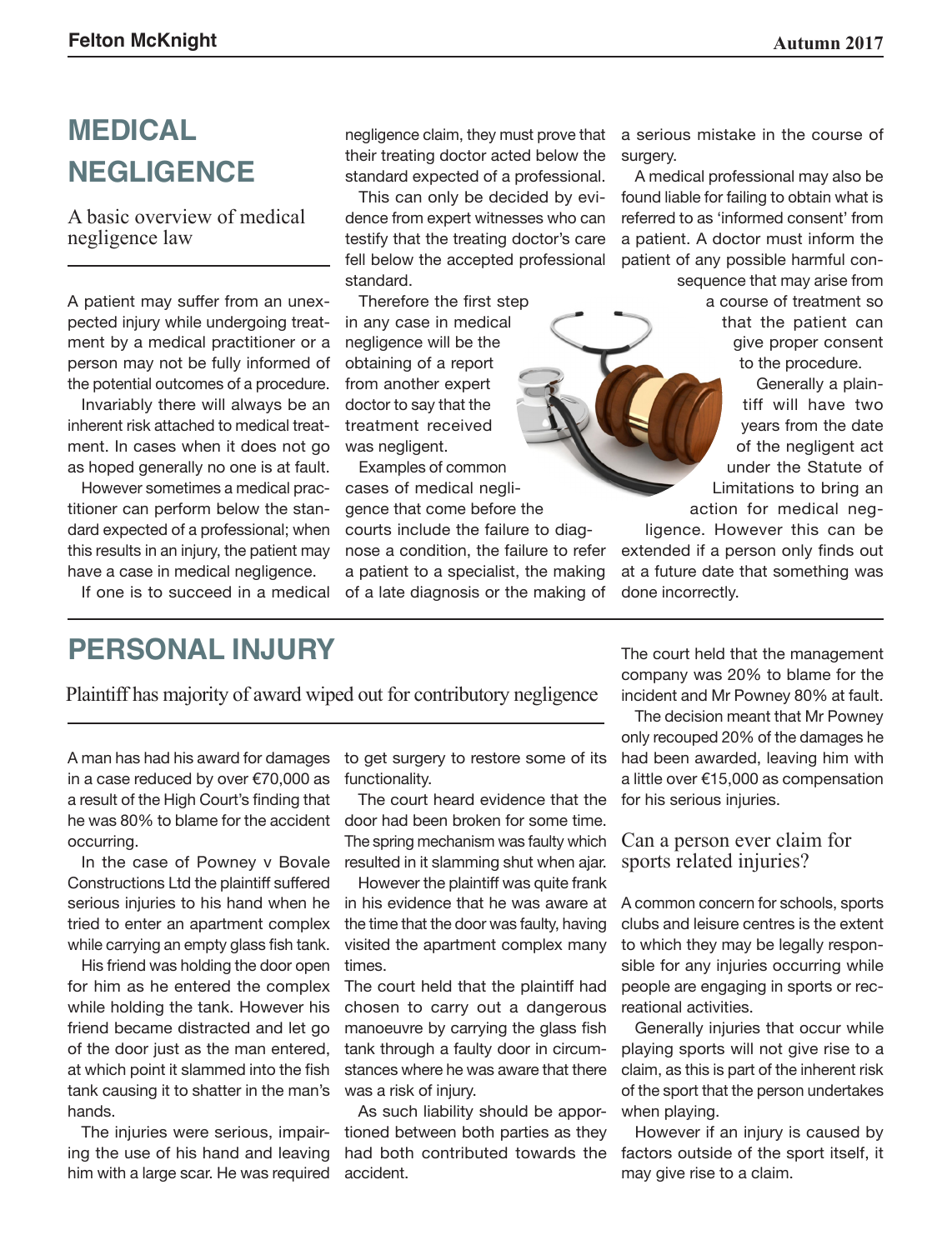# MEDICAL NEGLIGENCE

A basic overview of medical negligence law

A patient may suffer from an unexpected injury while undergoing treatment by a medical practitioner or a person may not be fully informed of the potential outcomes of a procedure.

Invariably there will always be an inherent risk attached to medical treatment. In cases when it does not go as hoped generally no one is at fault.

However sometimes a medical practitioner can perform below the standard expected of a professional; when this results in an injury, the patient may have a case in medical negligence.

If one is to succeed in a medical negligence claim, they must prove that their treating doctor acted below the standard expected of a professional.

This can only be decided by evidence from expert witnesses who can testify that the treating doctor's care fell below the accepted professional standard.

Therefore the first step in any case in medical negligence will be the obtaining of a report from another expert doctor to say that the treatment received was negligent.

Examples of common cases of medical negligence that come before the courts include the failure to diagnose a condition, the failure to refer a patient to a specialist, the making of a late diagnosis or the making of a serious mistake in the course of surgery.

A medical professional may also be found liable for failing to obtain what is referred to as 'informed consent' from a patient. A doctor must inform the patient of any possible harmful consequence that may arise from a course of treatment so that the patient can give proper consent to the procedure.

Generally a plaintiff will have two years from the date of the negligent act under the Statute of Limitations to bring an action for medical negligence. However this can be extended if a person only finds out at a future date that something was done incorrectly.

# PERSONAL INJURY

## Plaintiff has majority of award wiped out for contributory negligence

A man has had his award for damages in a case reduced by over €70,000 as a result of the High Court's finding that he was 80% to blame for the accident occurring.

In the case of Powney v Bovale Constructions Ltd the plaintiff suffered serious injuries to his hand when he tried to enter an apartment complex while carrying an empty glass fish tank.

His friend was holding the door open for him as he entered the complex while holding the tank. However his friend became distracted and let go of the door just as the man entered, at which point it slammed into the fish tank causing it to shatter in the man's hands.

The injuries were serious, impairing the use of his hand and leaving him with a large scar. He was required to get surgery to restore some of its functionality.

The court heard evidence that the door had been broken for some time. The spring mechanism was faulty which resulted in it slamming shut when ajar.

However the plaintiff was quite frank in his evidence that he was aware at the time that the door was faulty, having visited the apartment complex many times.

The court held that the plaintiff had chosen to carry out a dangerous manoeuvre by carrying the glass fish tank through a faulty door in circumstances where he was aware that there was a risk of injury.

As such liability should be apportioned between both parties as they had both contributed towards the accident.

The court held that the management company was 20% to blame for the incident and Mr Powney 80% at fault.

The decision meant that Mr Powney only recouped 20% of the damages he had been awarded, leaving him with a little over €15,000 as compensation for his serious injuries.

## Can a person ever claim for sports related injuries?

A common concern for schools, sports clubs and leisure centres is the extent to which they may be legally responsible for any injuries occurring while people are engaging in sports or recreational activities.

Generally injuries that occur while playing sports will not give rise to a claim, as this is part of the inherent risk of the sport that the person undertakes when playing.

However if an injury is caused by factors outside of the sport itself, it may give rise to a claim.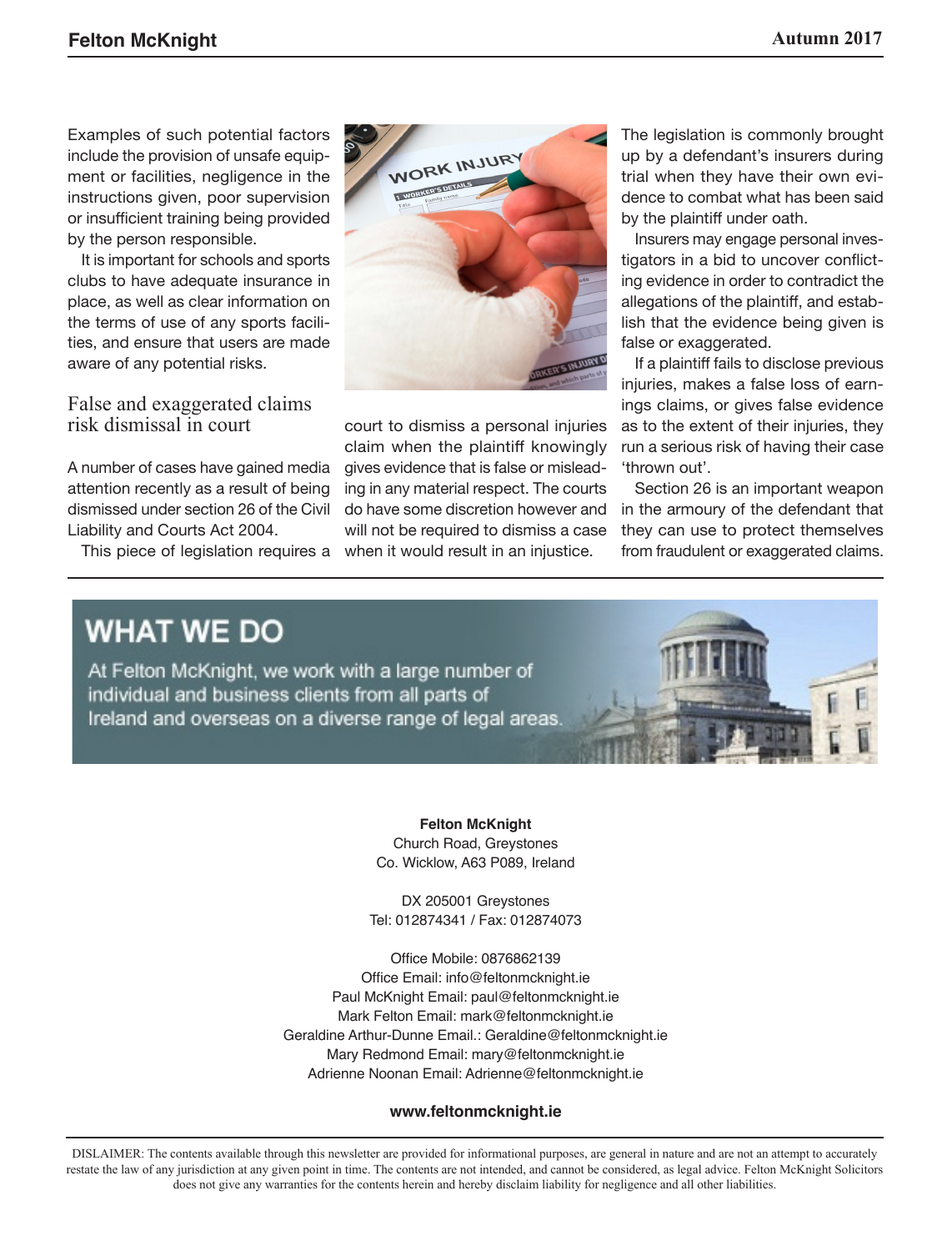Examples of such potential factors include the provision of unsafe equipment or facilities, negligence in the instructions given, poor supervision or insufficient training being provided by the person responsible.

It is important for schools and sports clubs to have adequate insurance in place, as well as clear information on the terms of use of any sports facilities, and ensure that users are made aware of any potential risks.

## False and exaggerated claims risk dismissal in court

A number of cases have gained media attention recently as a result of being dismissed under section 26 of the Civil Liability and Courts Act 2004.

This piece of legislation requires a court to dismiss a personal injuries claim when the plaintiff knowingly gives evidence that is false or misleading in any material respect. The courts do have some discretion however and will not be required to dismiss a case when it would result in an injustice.

The legislation is commonly brought up by a defendant's insurers during trial when they have their own evidence to combat what has been said by the plaintiff under oath.

Insurers may engage personal investigators in a bid to uncover conflicting evidence in order to contradict the allegations of the plaintiff, and establish that the evidence being given is false or exaggerated.

If a plaintiff fails to disclose previous injuries, makes a false loss of earnings claims, or gives false evidence as to the extent of their injuries, they run a serious risk of having their case 'thrown out'.

Section 26 is an important weapon in the armoury of the defendant that they can use to protect themselves from fraudulent or exaggerated claims.

## WHAT WE DO

At Felton McKnight, we work with a large number of individual and business clients from all parts of Ireland and overseas on a diverse range of legal areas.

**Felton McKnight**
Church Road, Greystones
Co. Wicklow, A63 P089, Ireland

DX 205001 Greystones
Tel: 012874341 / Fax: 012874073

Office Mobile: 0876862139
Office Email: info@feltonmcknight.ie
Paul McKnight Email: paul@feltonmcknight.ie
Mark Felton Email: mark@feltonmcknight.ie
Geraldine Arthur-Dunne Email.: Geraldine@feltonmcknight.ie
Mary Redmond Email: mary@feltonmcknight.ie
Adrienne Noonan Email: Adrienne@feltonmcknight.ie

**www.feltonmcknight.ie**

DISLAIMER: The contents available through this newsletter are provided for informational purposes, are general in nature and are not an attempt to accurately restate the law of any jurisdiction at any given point in time. The contents are not intended, and cannot be considered, as legal advice. Felton McKnight Solicitors does not give any warranties for the contents herein and hereby disclaim liability for negligence and all other liabilities.